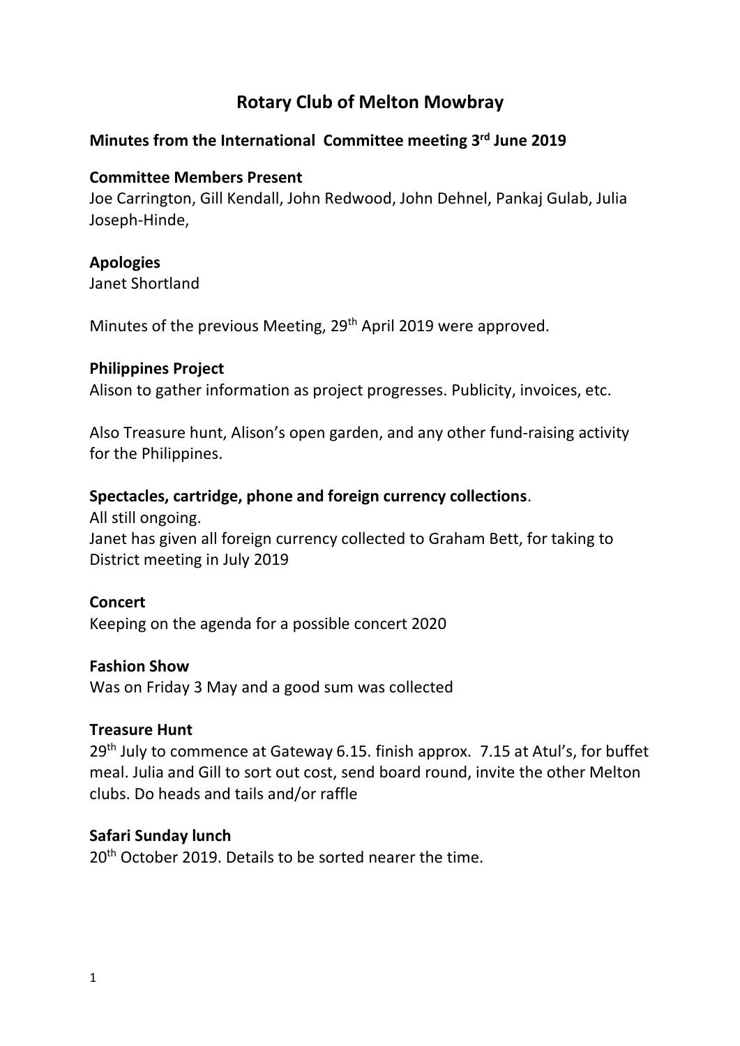# Rotary Club of Melton Mowbray

## Minutes from the International Committee meeting 3rd June 2019

**Committee Members Present**

Joe Carrington, Gill Kendall, John Redwood, John Dehnel, Pankaj Gulab, Julia Joseph-Hinde,

**Apologies**

Janet Shortland

Minutes of the previous Meeting, 29th April 2019 were approved.

**Philippines Project**

Alison to gather information as project progresses. Publicity, invoices, etc.

Also Treasure hunt, Alison's open garden, and any other fund-raising activity for the Philippines.

**Spectacles, cartridge, phone and foreign currency collections**.

All still ongoing.

Janet has given all foreign currency collected to Graham Bett, for taking to District meeting in July 2019

**Concert**

Keeping on the agenda for a possible concert 2020

**Fashion Show**

Was on Friday 3 May and a good sum was collected

**Treasure Hunt**

29th July to commence at Gateway 6.15. finish approx. 7.15 at Atul's, for buffet meal. Julia and Gill to sort out cost, send board round, invite the other Melton clubs. Do heads and tails and/or raffle

**Safari Sunday lunch**

20th October 2019. Details to be sorted nearer the time.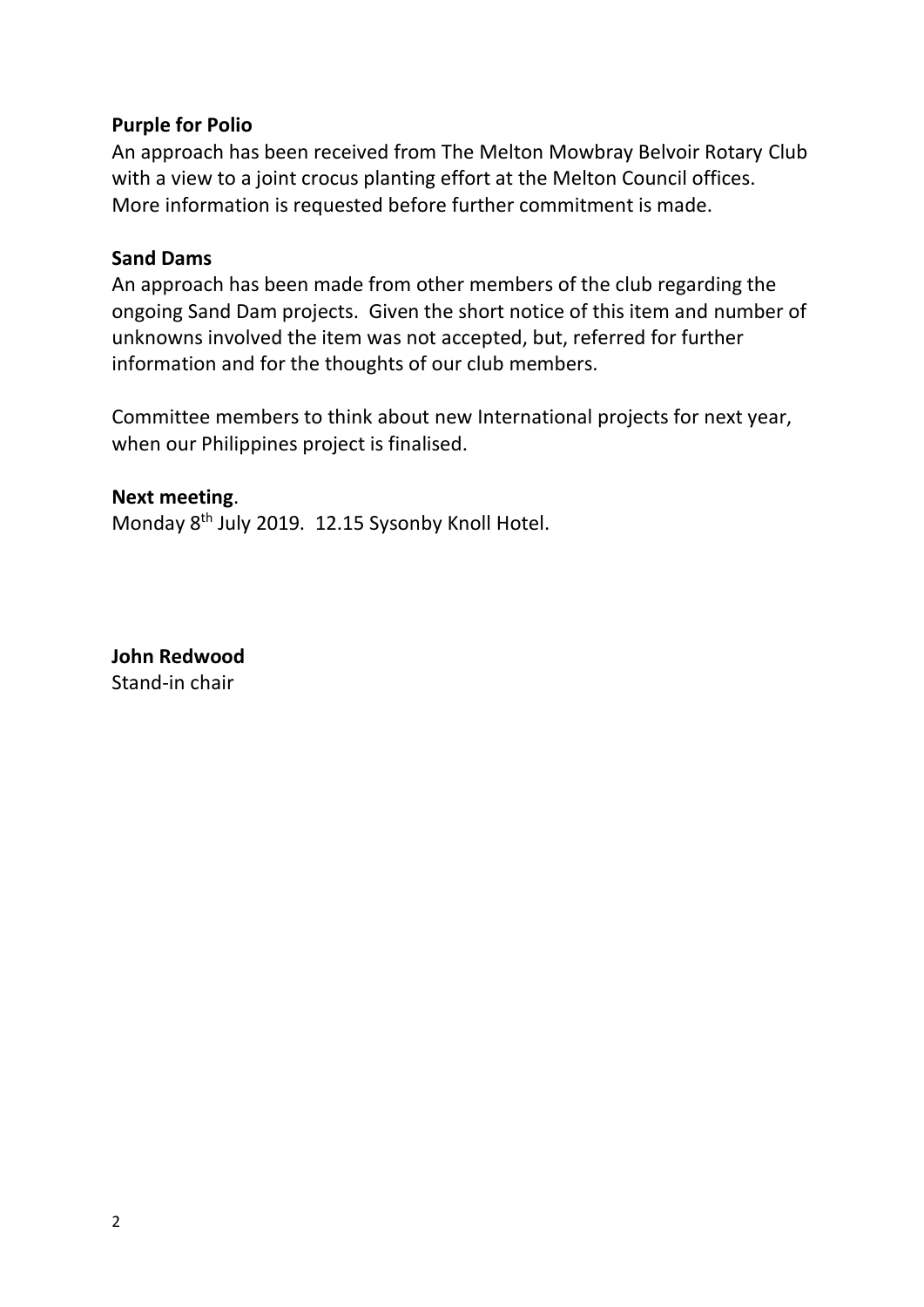**Purple for Polio**
An approach has been received from The Melton Mowbray Belvoir Rotary Club with a view to a joint crocus planting effort at the Melton Council offices. More information is requested before further commitment is made.

**Sand Dams**
An approach has been made from other members of the club regarding the ongoing Sand Dam projects. Given the short notice of this item and number of unknowns involved the item was not accepted, but, referred for further information and for the thoughts of our club members.

Committee members to think about new International projects for next year, when our Philippines project is finalised.

**Next meeting**.
Monday 8th July 2019. 12.15 Sysonby Knoll Hotel.

**John Redwood**
Stand-in chair